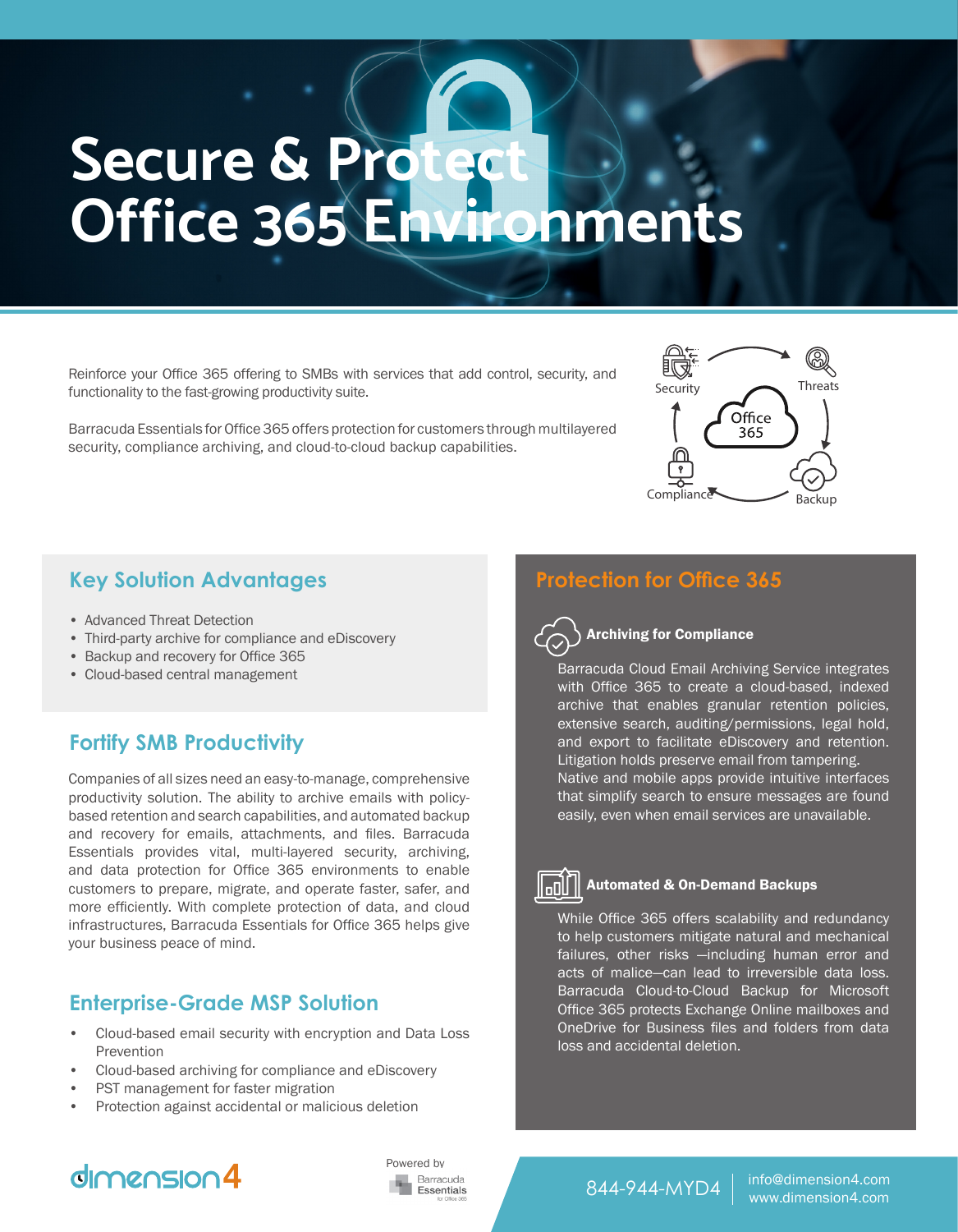# Secure & Protect Office 365 Environments

Reinforce your Office 365 offering to SMBs with services that add control, security, and functionality to the fast-growing productivity suite.

Barracuda Essentials for Office 365 offers protection for customers through multilayered security, compliance archiving, and cloud-to-cloud backup capabilities.

Security — Threats — Office 365 — Backup — Compliance

## Key Solution Advantages

- Advanced Threat Detection
- Third-party archive for compliance and eDiscovery
- Backup and recovery for Office 365
- Cloud-based central management

## Fortify SMB Productivity

Companies of all sizes need an easy-to-manage, comprehensive productivity solution. The ability to archive emails with policy-based retention and search capabilities, and automated backup and recovery for emails, attachments, and files. Barracuda Essentials provides vital, multi-layered security, archiving, and data protection for Office 365 environments to enable customers to prepare, migrate, and operate faster, safer, and more efficiently. With complete protection of data, and cloud infrastructures, Barracuda Essentials for Office 365 helps give your business peace of mind.

## Enterprise-Grade MSP Solution

- Cloud-based email security with encryption and Data Loss Prevention
- Cloud-based archiving for compliance and eDiscovery
- PST management for faster migration
- Protection against accidental or malicious deletion

## Protection for Office 365

### Archiving for Compliance

Barracuda Cloud Email Archiving Service integrates with Office 365 to create a cloud-based, indexed archive that enables granular retention policies, extensive search, auditing/permissions, legal hold, and export to facilitate eDiscovery and retention. Litigation holds preserve email from tampering. Native and mobile apps provide intuitive interfaces that simplify search to ensure messages are found easily, even when email services are unavailable.

### Automated & On-Demand Backups

While Office 365 offers scalability and redundancy to help customers mitigate natural and mechanical failures, other risks —including human error and acts of malice—can lead to irreversible data loss. Barracuda Cloud-to-Cloud Backup for Microsoft Office 365 protects Exchange Online mailboxes and OneDrive for Business files and folders from data loss and accidental deletion.

dimension4

Powered by Barracuda Essentials for Office 365

844-944-MYD4 | info@dimension4.com | www.dimension4.com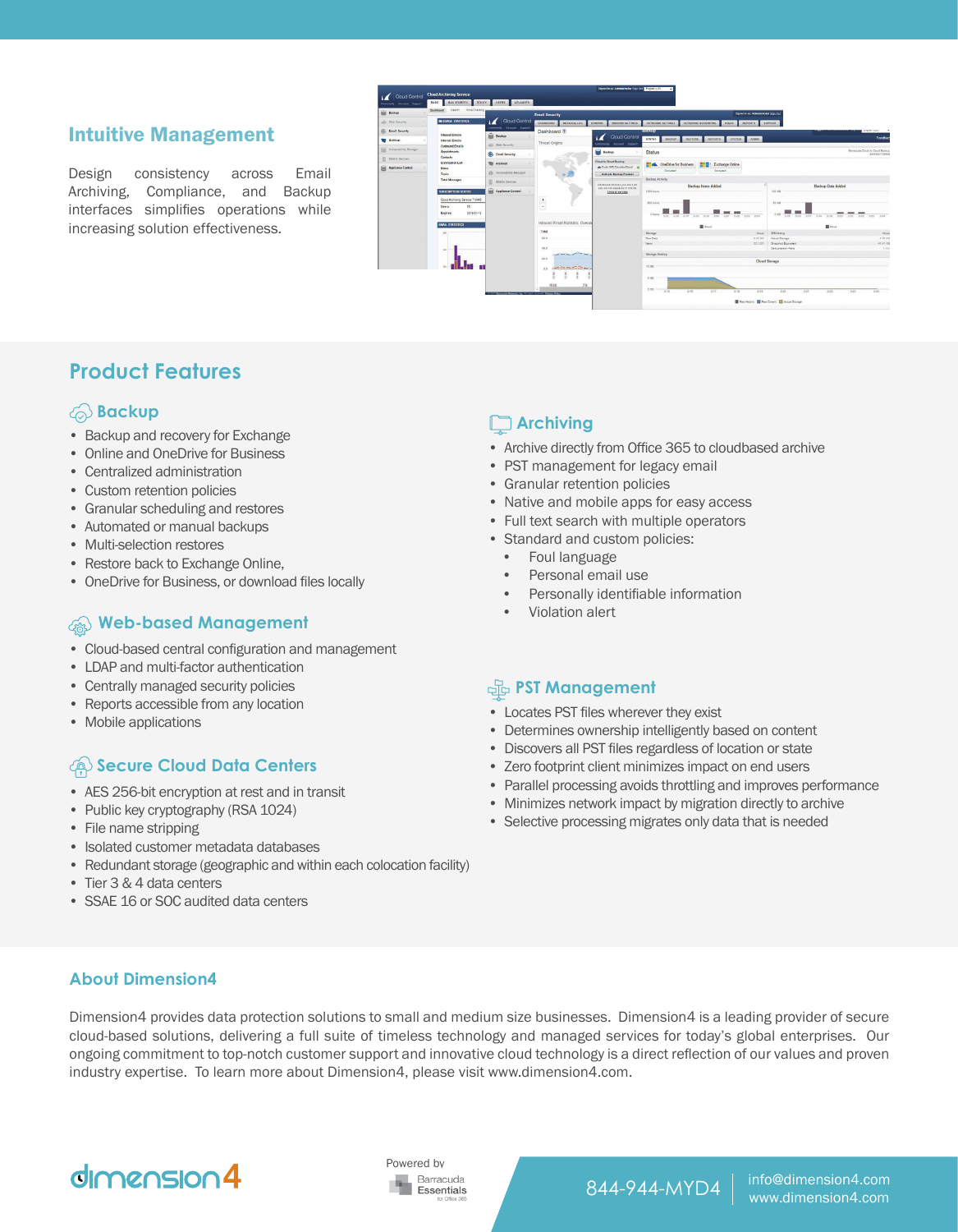## Intuitive Management

Design consistency across Email Archiving, Compliance, and Backup interfaces simplifies operations while increasing solution effectiveness.

## Product Features

### Backup

- Backup and recovery for Exchange
- Online and OneDrive for Business
- Centralized administration
- Custom retention policies
- Granular scheduling and restores
- Automated or manual backups
- Multi-selection restores
- Restore back to Exchange Online,
- OneDrive for Business, or download files locally

### Web-based Management

- Cloud-based central configuration and management
- LDAP and multi-factor authentication
- Centrally managed security policies
- Reports accessible from any location
- Mobile applications

### Secure Cloud Data Centers

- AES 256-bit encryption at rest and in transit
- Public key cryptography (RSA 1024)
- File name stripping
- Isolated customer metadata databases
- Redundant storage (geographic and within each colocation facility)
- Tier 3 & 4 data centers
- SSAE 16 or SOC audited data centers

### Archiving

- Archive directly from Office 365 to cloudbased archive
- PST management for legacy email
- Granular retention policies
- Native and mobile apps for easy access
- Full text search with multiple operators
- Standard and custom policies:
  - Foul language
  - Personal email use
  - Personally identifiable information
  - Violation alert

### PST Management

- Locates PST files wherever they exist
- Determines ownership intelligently based on content
- Discovers all PST files regardless of location or state
- Zero footprint client minimizes impact on end users
- Parallel processing avoids throttling and improves performance
- Minimizes network impact by migration directly to archive
- Selective processing migrates only data that is needed

## About Dimension4

Dimension4 provides data protection solutions to small and medium size businesses. Dimension4 is a leading provider of secure cloud-based solutions, delivering a full suite of timeless technology and managed services for today's global enterprises. Our ongoing commitment to top-notch customer support and innovative cloud technology is a direct reflection of our values and proven industry expertise. To learn more about Dimension4, please visit www.dimension4.com.

dimension4

Powered by Barracuda Essentials for Office 365

844-944-MYD4 | info@dimension4.com | www.dimension4.com